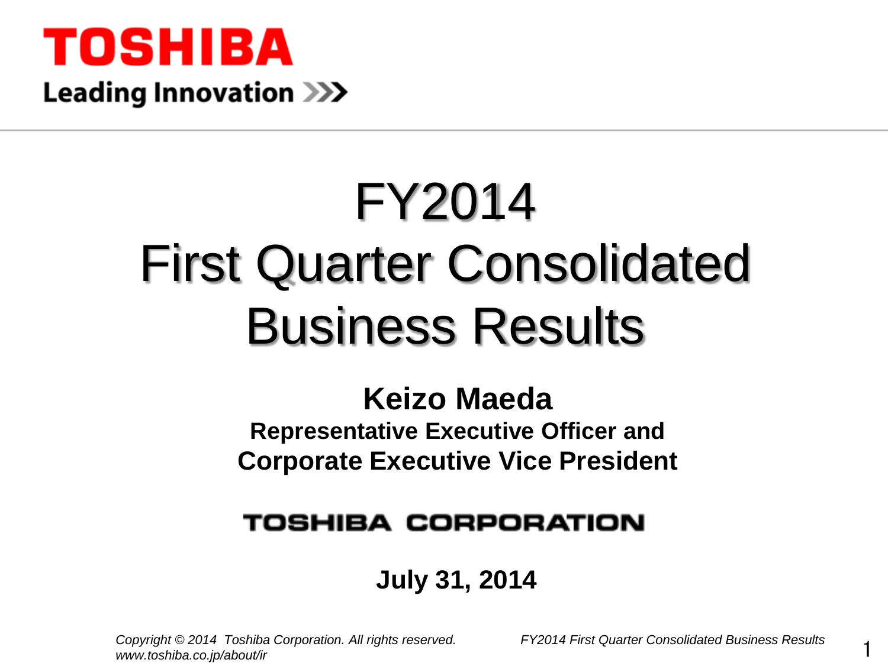**TOSHIBA**

**Leading Innovation >>>**

# FY2014 First Quarter Consolidated Business Results

**Keizo Maeda**

**Representative Executive Officer and Corporate Executive Vice President**

**TOSHIBA CORPORATION**

**July 31, 2014**

*Copyright © 2014 Toshiba Corporation. All rights reserved.*
*www.toshiba.co.jp/about/ir*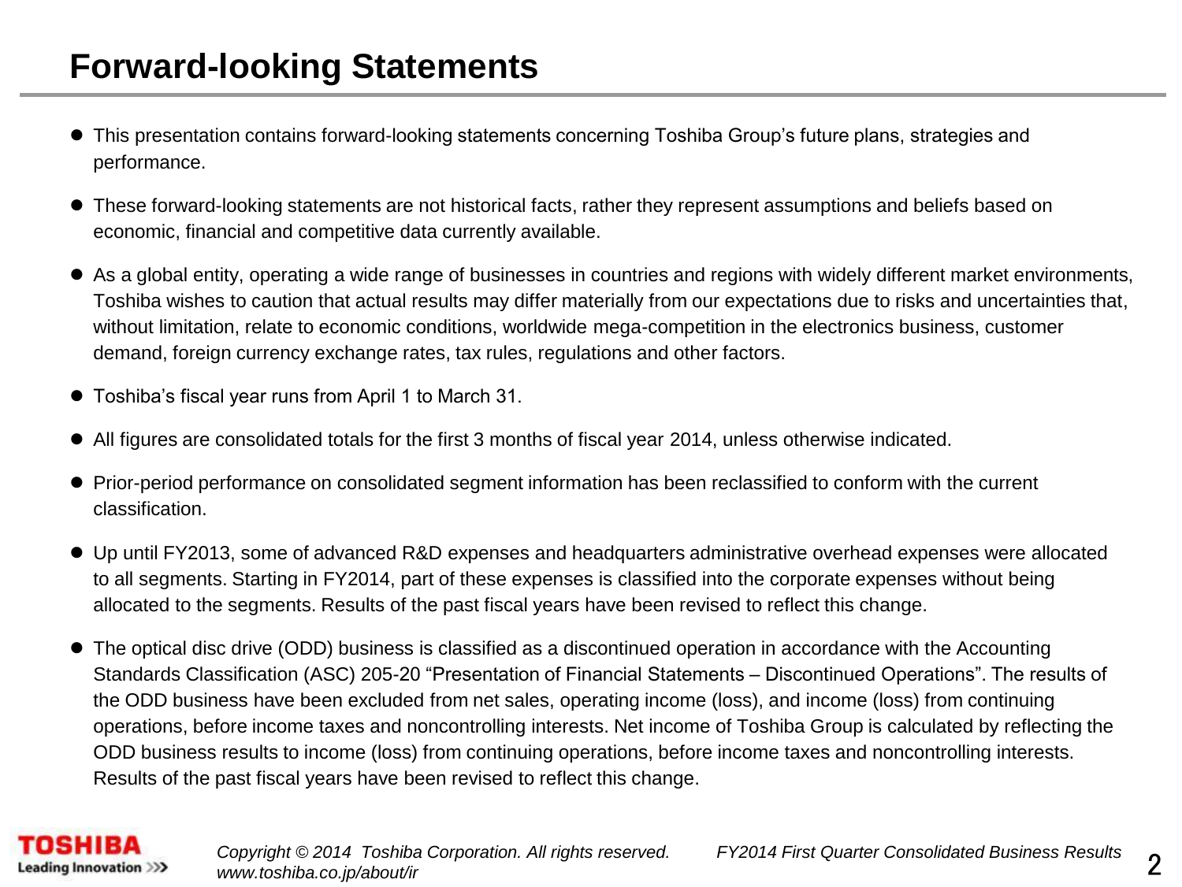# Forward-looking Statements

- This presentation contains forward-looking statements concerning Toshiba Group's future plans, strategies and performance.
- These forward-looking statements are not historical facts, rather they represent assumptions and beliefs based on economic, financial and competitive data currently available.
- As a global entity, operating a wide range of businesses in countries and regions with widely different market environments, Toshiba wishes to caution that actual results may differ materially from our expectations due to risks and uncertainties that, without limitation, relate to economic conditions, worldwide mega-competition in the electronics business, customer demand, foreign currency exchange rates, tax rules, regulations and other factors.
- Toshiba's fiscal year runs from April 1 to March 31.
- All figures are consolidated totals for the first 3 months of fiscal year 2014, unless otherwise indicated.
- Prior-period performance on consolidated segment information has been reclassified to conform with the current classification.
- Up until FY2013, some of advanced R&D expenses and headquarters administrative overhead expenses were allocated to all segments. Starting in FY2014, part of these expenses is classified into the corporate expenses without being allocated to the segments. Results of the past fiscal years have been revised to reflect this change.
- The optical disc drive (ODD) business is classified as a discontinued operation in accordance with the Accounting Standards Classification (ASC) 205-20 "Presentation of Financial Statements – Discontinued Operations". The results of the ODD business have been excluded from net sales, operating income (loss), and income (loss) from continuing operations, before income taxes and noncontrolling interests. Net income of Toshiba Group is calculated by reflecting the ODD business results to income (loss) from continuing operations, before income taxes and noncontrolling interests. Results of the past fiscal years have been revised to reflect this change.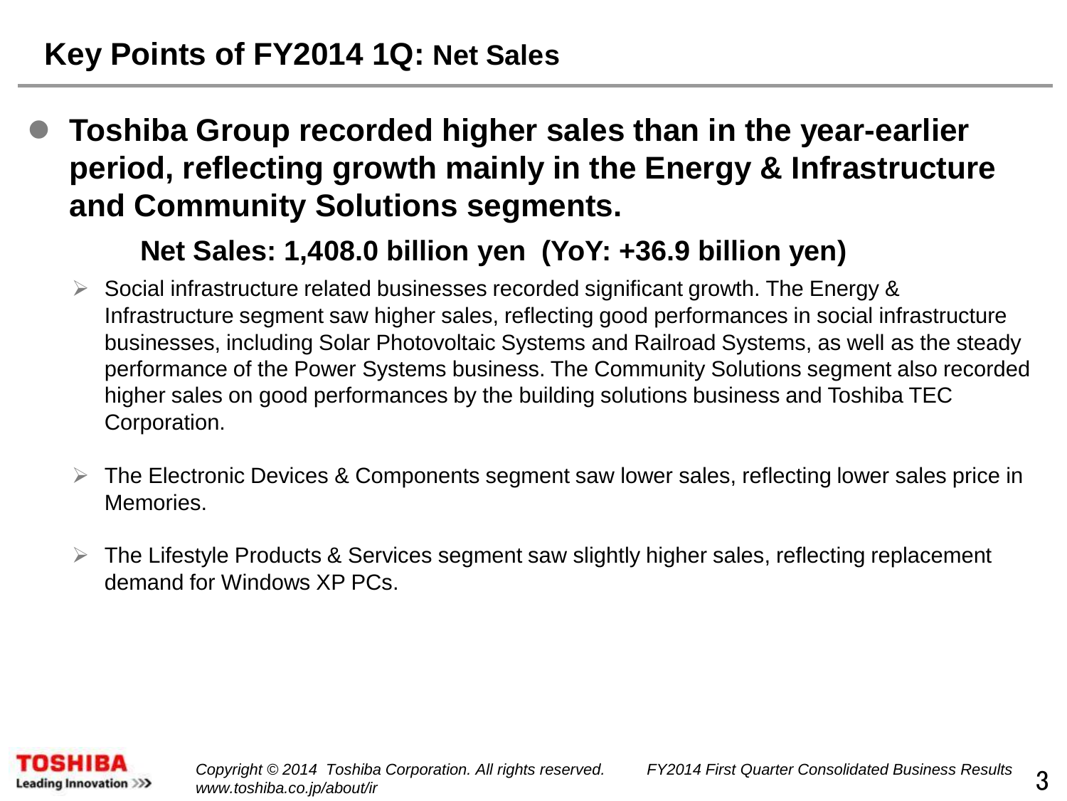# Key Points of FY2014 1Q: Net Sales

- **Toshiba Group recorded higher sales than in the year-earlier period, reflecting growth mainly in the Energy & Infrastructure and Community Solutions segments.**

  **Net Sales: 1,408.0 billion yen (YoY: +36.9 billion yen)**

  - Social infrastructure related businesses recorded significant growth. The Energy & Infrastructure segment saw higher sales, reflecting good performances in social infrastructure businesses, including Solar Photovoltaic Systems and Railroad Systems, as well as the steady performance of the Power Systems business. The Community Solutions segment also recorded higher sales on good performances by the building solutions business and Toshiba TEC Corporation.
  - The Electronic Devices & Components segment saw lower sales, reflecting lower sales price in Memories.
  - The Lifestyle Products & Services segment saw slightly higher sales, reflecting replacement demand for Windows XP PCs.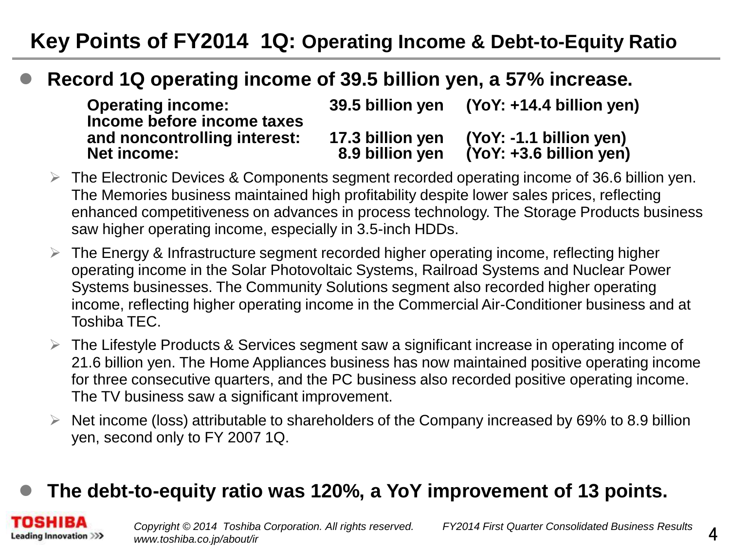# Key Points of FY2014 1Q: Operating Income & Debt-to-Equity Ratio

- **Record 1Q operating income of 39.5 billion yen, a 57% increase.**

| | | |
|---|---|---|
| **Operating income:** | **39.5 billion yen** | **(YoY: +14.4 billion yen)** |
| **Income before income taxes and noncontrolling interest:** | **17.3 billion yen** | **(YoY: -1.1 billion yen)** |
| **Net income:** | **8.9 billion yen** | **(YoY: +3.6 billion yen)** |

  - The Electronic Devices & Components segment recorded operating income of 36.6 billion yen. The Memories business maintained high profitability despite lower sales prices, reflecting enhanced competitiveness on advances in process technology. The Storage Products business saw higher operating income, especially in 3.5-inch HDDs.
  - The Energy & Infrastructure segment recorded higher operating income, reflecting higher operating income in the Solar Photovoltaic Systems, Railroad Systems and Nuclear Power Systems businesses. The Community Solutions segment also recorded higher operating income, reflecting higher operating income in the Commercial Air-Conditioner business and at Toshiba TEC.
  - The Lifestyle Products & Services segment saw a significant increase in operating income of 21.6 billion yen. The Home Appliances business has now maintained positive operating income for three consecutive quarters, and the PC business also recorded positive operating income. The TV business saw a significant improvement.
  - Net income (loss) attributable to shareholders of the Company increased by 69% to 8.9 billion yen, second only to FY 2007 1Q.

- **The debt-to-equity ratio was 120%, a YoY improvement of 13 points.**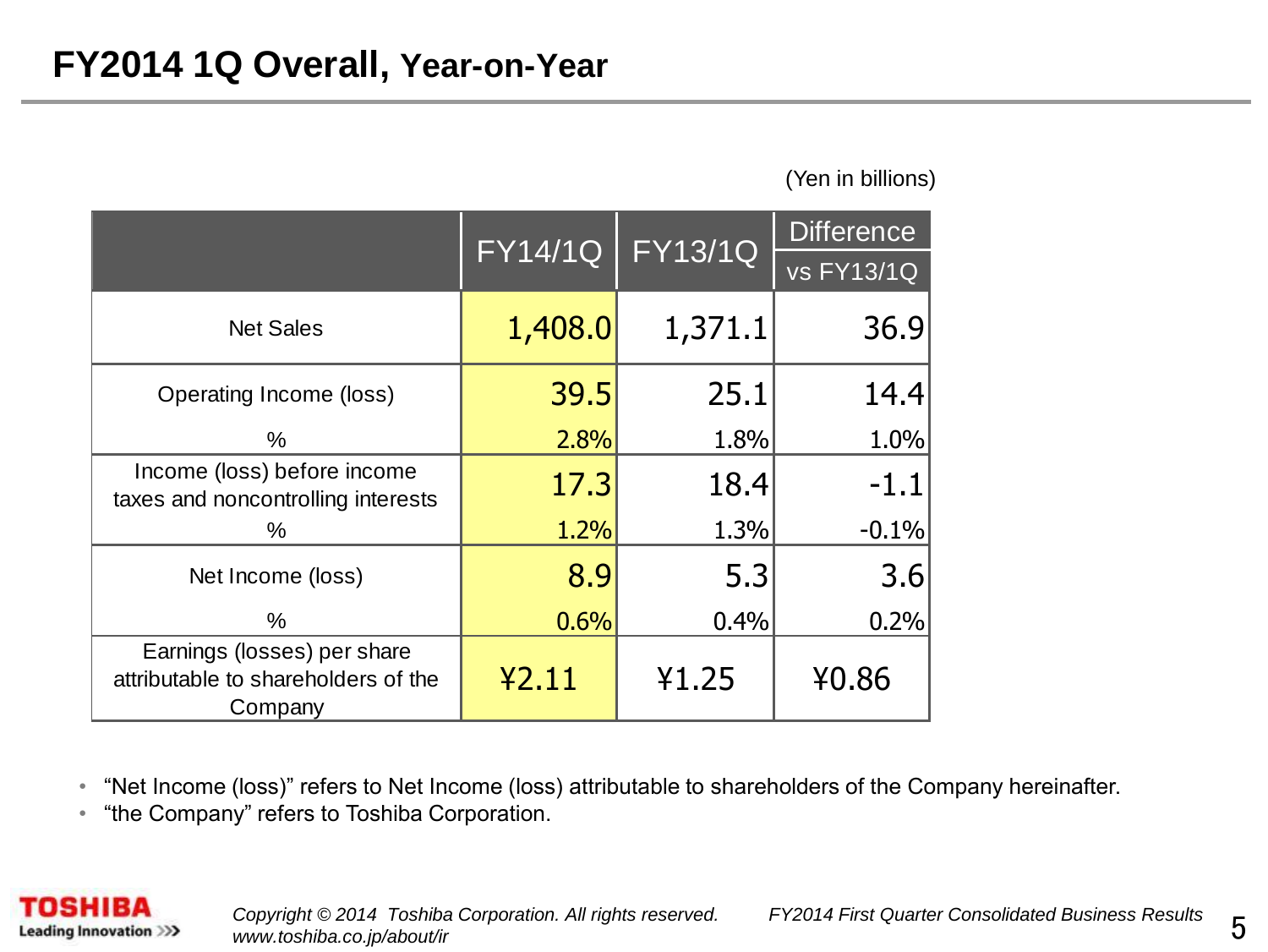# FY2014 1Q Overall, Year-on-Year

(Yen in billions)

| | FY14/1Q | FY13/1Q | Difference vs FY13/1Q |
|---|---|---|---|
| Net Sales | 1,408.0 | 1,371.1 | 36.9 |
| Operating Income (loss) | 39.5 | 25.1 | 14.4 |
| % | 2.8% | 1.8% | 1.0% |
| Income (loss) before income taxes and noncontrolling interests | 17.3 | 18.4 | -1.1 |
| % | 1.2% | 1.3% | -0.1% |
| Net Income (loss) | 8.9 | 5.3 | 3.6 |
| % | 0.6% | 0.4% | 0.2% |
| Earnings (losses) per share attributable to shareholders of the Company | ¥2.11 | ¥1.25 | ¥0.86 |

- "Net Income (loss)" refers to Net Income (loss) attributable to shareholders of the Company hereinafter.
- "the Company" refers to Toshiba Corporation.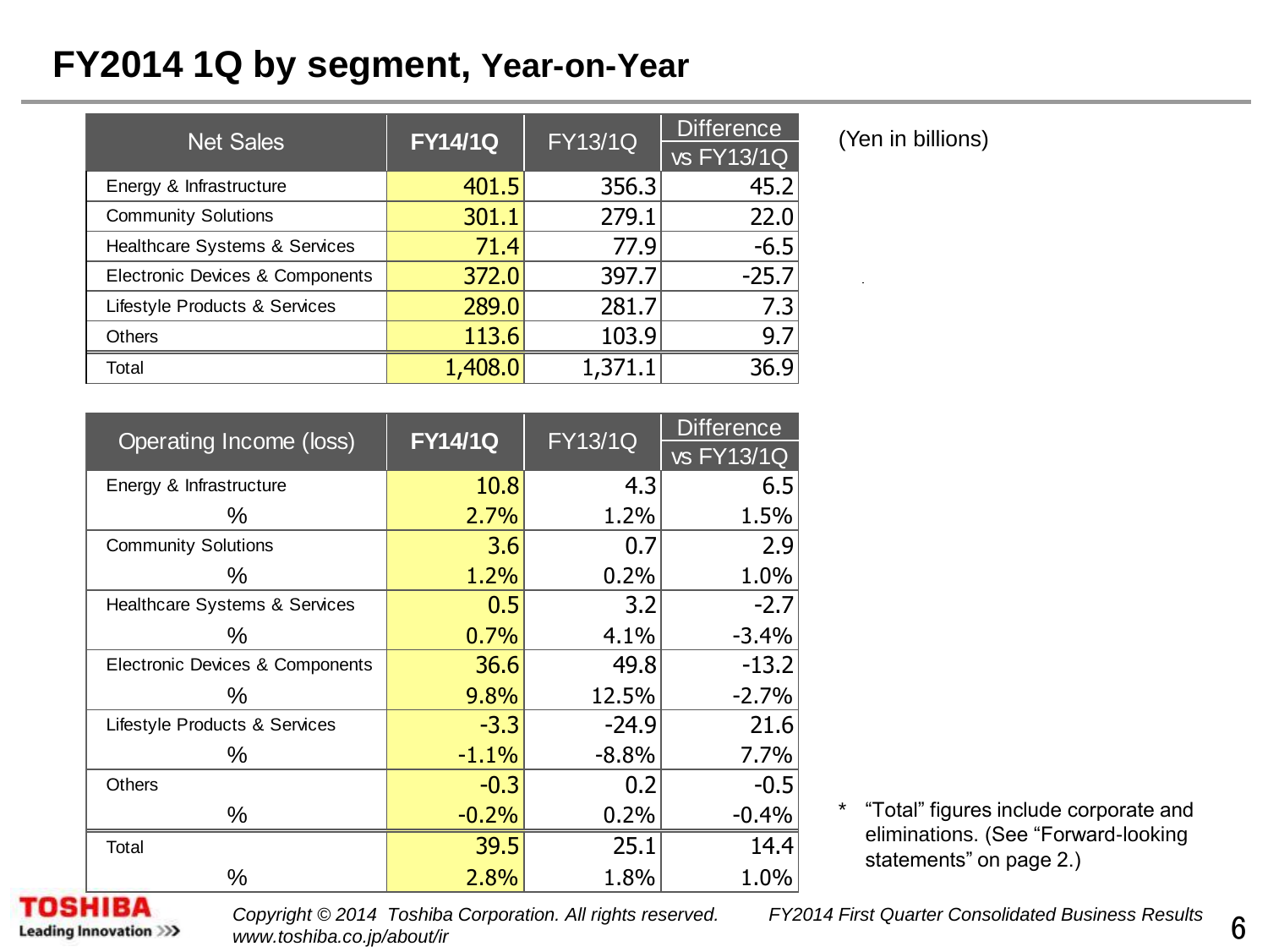# FY2014 1Q by segment, Year-on-Year

(Yen in billions)

| Net Sales | FY14/1Q | FY13/1Q | Difference vs FY13/1Q |
|---|---|---|---|
| Energy & Infrastructure | 401.5 | 356.3 | 45.2 |
| Community Solutions | 301.1 | 279.1 | 22.0 |
| Healthcare Systems & Services | 71.4 | 77.9 | -6.5 |
| Electronic Devices & Components | 372.0 | 397.7 | -25.7 |
| Lifestyle Products & Services | 289.0 | 281.7 | 7.3 |
| Others | 113.6 | 103.9 | 9.7 |
| Total | 1,408.0 | 1,371.1 | 36.9 |

| Operating Income (loss) | FY14/1Q | FY13/1Q | Difference vs FY13/1Q |
|---|---|---|---|
| Energy & Infrastructure | 10.8 | 4.3 | 6.5 |
| % | 2.7% | 1.2% | 1.5% |
| Community Solutions | 3.6 | 0.7 | 2.9 |
| % | 1.2% | 0.2% | 1.0% |
| Healthcare Systems & Services | 0.5 | 3.2 | -2.7 |
| % | 0.7% | 4.1% | -3.4% |
| Electronic Devices & Components | 36.6 | 49.8 | -13.2 |
| % | 9.8% | 12.5% | -2.7% |
| Lifestyle Products & Services | -3.3 | -24.9 | 21.6 |
| % | -1.1% | -8.8% | 7.7% |
| Others | -0.3 | 0.2 | -0.5 |
| % | -0.2% | 0.2% | -0.4% |
| Total | 39.5 | 25.1 | 14.4 |
| % | 2.8% | 1.8% | 1.0% |

* "Total" figures include corporate and eliminations. (See "Forward-looking statements" on page 2.)

*Copyright © 2014 Toshiba Corporation. All rights reserved.*
*www.toshiba.co.jp/about/ir*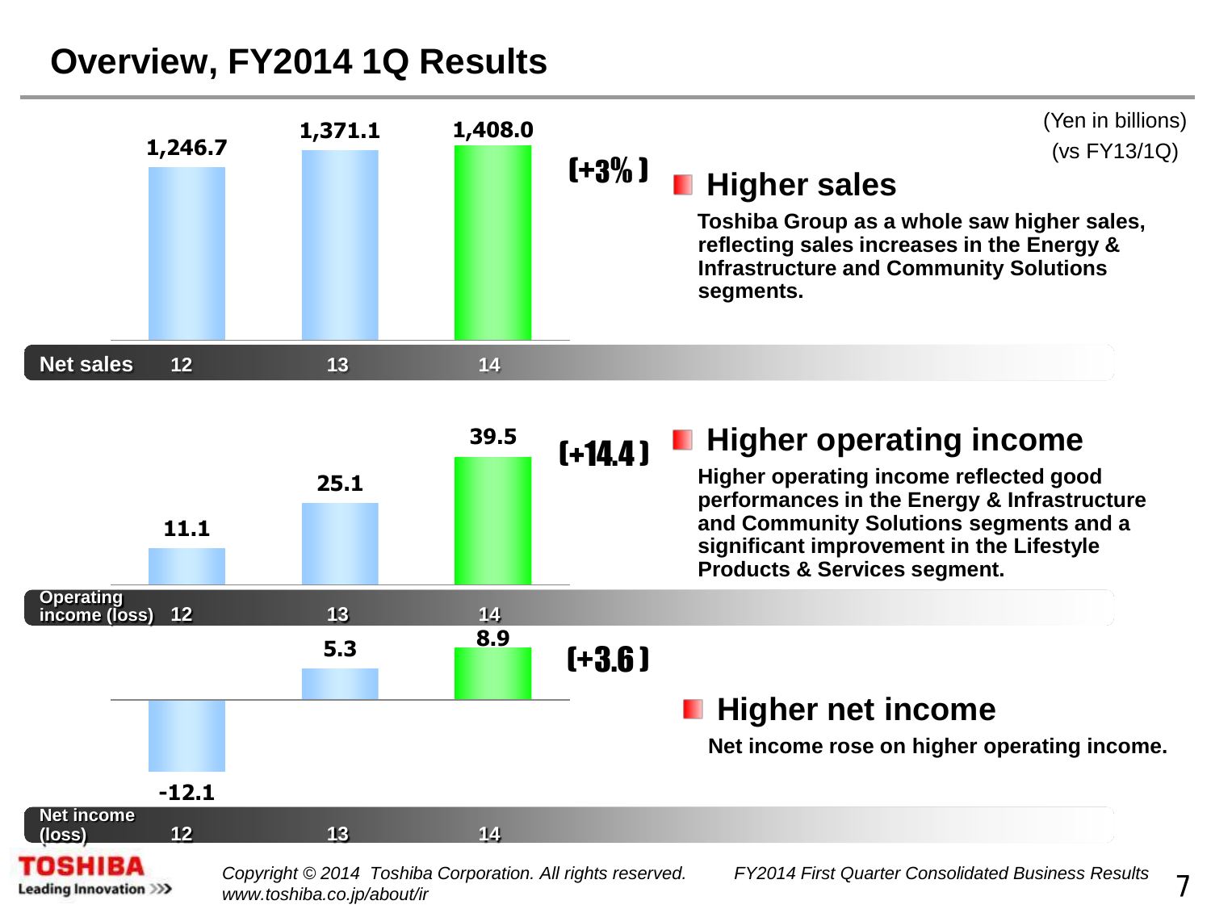# Overview, FY2014 1Q Results

(Yen in billions)
(vs FY13/1Q)

| | 12 | 13 | 14 | Change |
|---|---|---|---|---|
| Net sales | 1,246.7 | 1,371.1 | 1,408.0 | (+3%) |
| Operating income (loss) | 11.1 | 25.1 | 39.5 | (+14.4) |
| Net income (loss) | -12.1 | 5.3 | 8.9 | (+3.6) |

## Higher sales

**Toshiba Group as a whole saw higher sales, reflecting sales increases in the Energy & Infrastructure and Community Solutions segments.**

## Higher operating income

**Higher operating income reflected good performances in the Energy & Infrastructure and Community Solutions segments and a significant improvement in the Lifestyle Products & Services segment.**

## Higher net income

**Net income rose on higher operating income.**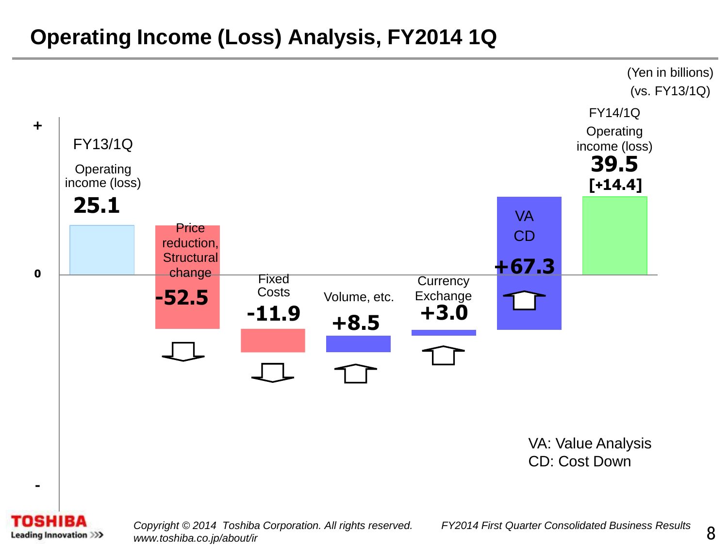# Operating Income (Loss) Analysis, FY2014 1Q

(Yen in billions)
(vs. FY13/1Q)

| Item | Amount |
| --- | --- |
| FY13/1Q Operating income (loss) | 25.1 |
| Price reduction, Structural change | -52.5 |
| Fixed Costs | -11.9 |
| Volume, etc. | +8.5 |
| Currency Exchange | +3.0 |
| VA CD | +67.3 |
| FY14/1Q Operating income (loss) | 39.5 [+14.4] |

VA: Value Analysis
CD: Cost Down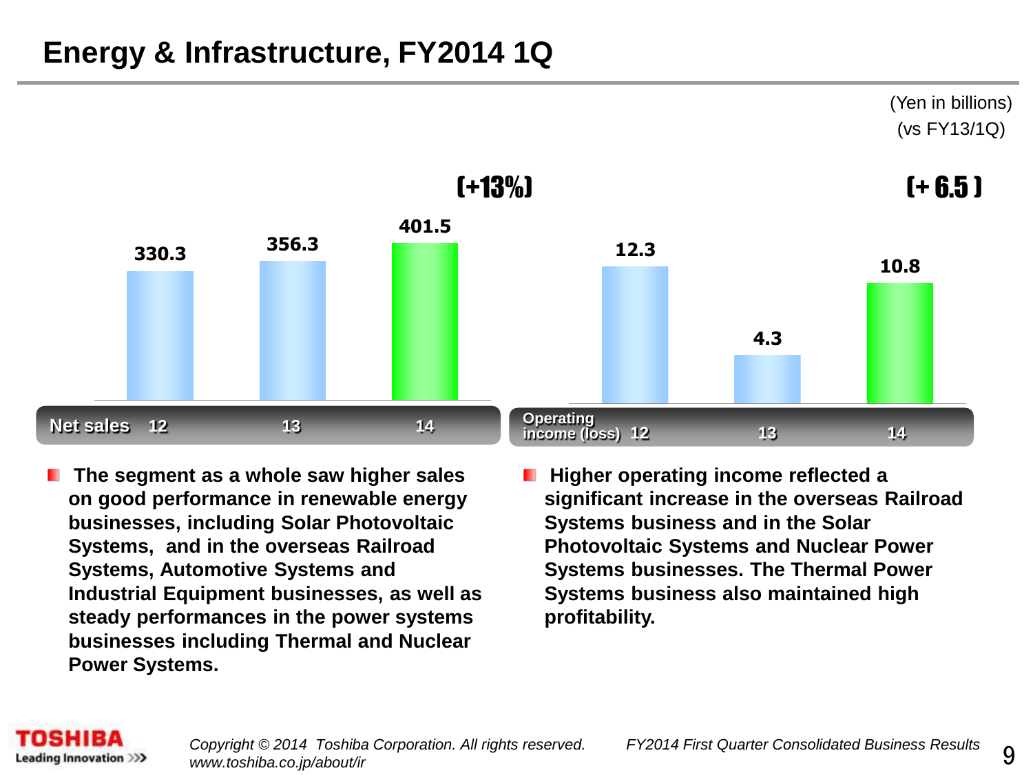# Energy & Infrastructure, FY2014 1Q

(Yen in billions)
(vs FY13/1Q)

| Net sales | 12 | 13 | 14 |
|---|---|---|---|
| | 330.3 | 356.3 | 401.5 |

(+13%)

| Operating income (loss) | 12 | 13 | 14 |
|---|---|---|---|
| | 12.3 | 4.3 | 10.8 |

(+ 6.5 )

- **The segment as a whole saw higher sales on good performance in renewable energy businesses, including Solar Photovoltaic Systems, and in the overseas Railroad Systems, Automotive Systems and Industrial Equipment businesses, as well as steady performances in the power systems businesses including Thermal and Nuclear Power Systems.**

- **Higher operating income reflected a significant increase in the overseas Railroad Systems business and in the Solar Photovoltaic Systems and Nuclear Power Systems businesses. The Thermal Power Systems business also maintained high profitability.**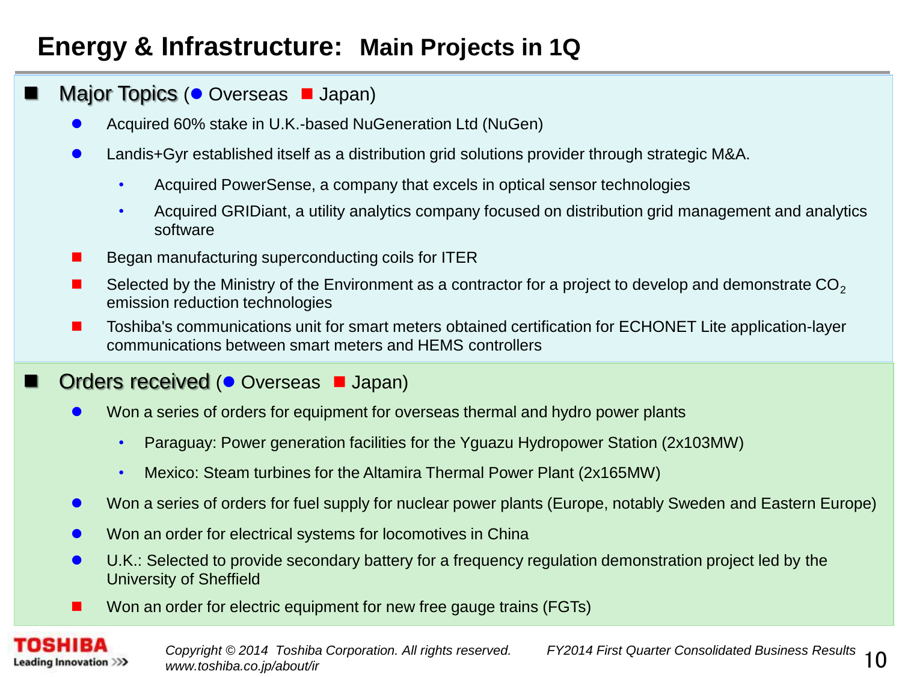# Energy & Infrastructure: Main Projects in 1Q

## Major Topics (● Overseas ■ Japan)

- ● Acquired 60% stake in U.K.-based NuGeneration Ltd (NuGen)
- ● Landis+Gyr established itself as a distribution grid solutions provider through strategic M&A.
  - Acquired PowerSense, a company that excels in optical sensor technologies
  - Acquired GRIDiant, a utility analytics company focused on distribution grid management and analytics software
- ■ Began manufacturing superconducting coils for ITER
- ■ Selected by the Ministry of the Environment as a contractor for a project to develop and demonstrate $CO_2$ emission reduction technologies
- ■ Toshiba's communications unit for smart meters obtained certification for ECHONET Lite application-layer communications between smart meters and HEMS controllers

## Orders received (● Overseas ■ Japan)

- ● Won a series of orders for equipment for overseas thermal and hydro power plants
  - Paraguay: Power generation facilities for the Yguazu Hydropower Station (2x103MW)
  - Mexico: Steam turbines for the Altamira Thermal Power Plant (2x165MW)
- ● Won a series of orders for fuel supply for nuclear power plants (Europe, notably Sweden and Eastern Europe)
- ● Won an order for electrical systems for locomotives in China
- ● U.K.: Selected to provide secondary battery for a frequency regulation demonstration project led by the University of Sheffield
- ■ Won an order for electric equipment for new free gauge trains (FGTs)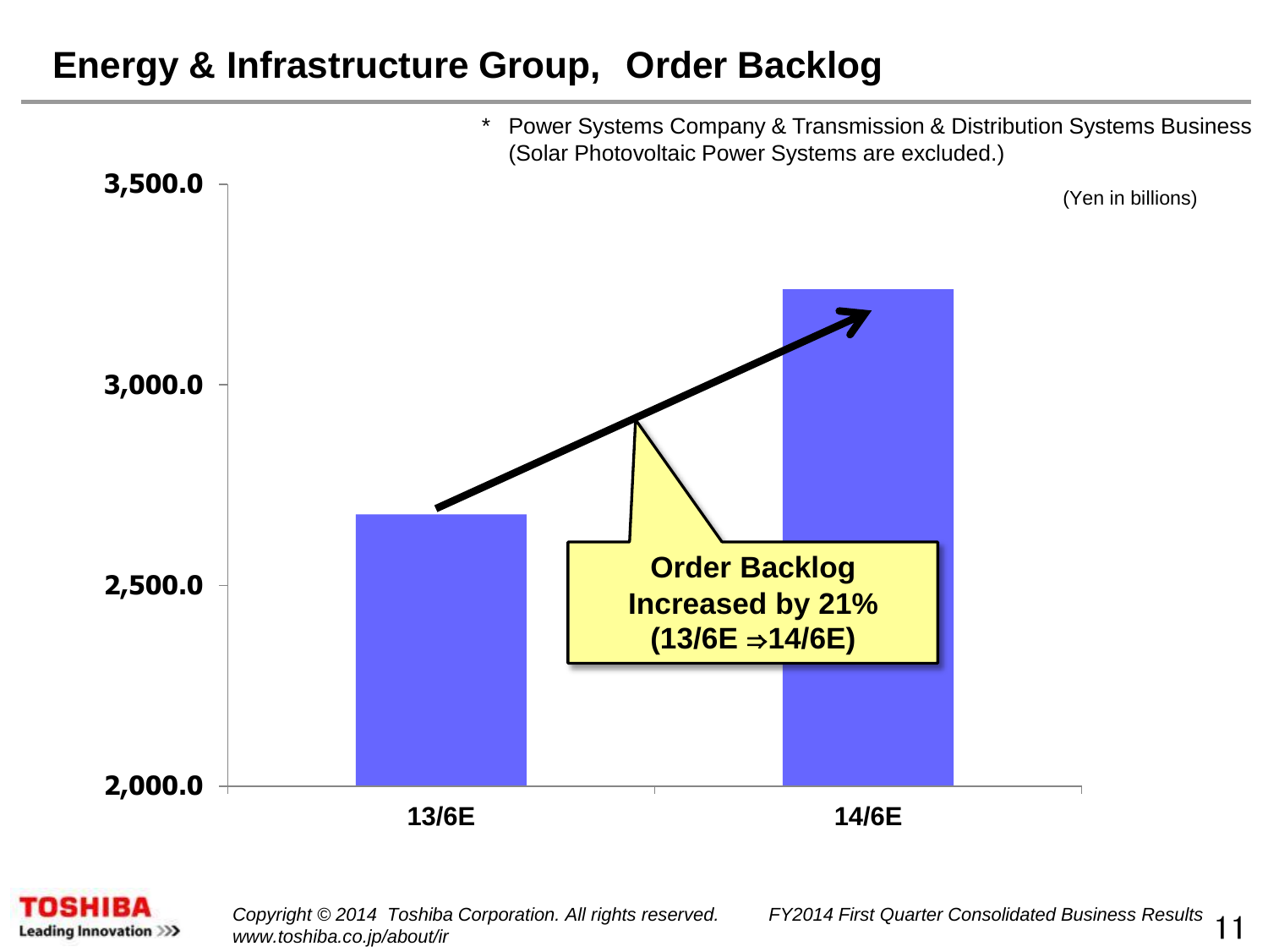# Energy & Infrastructure Group, Order Backlog

\* Power Systems Company & Transmission & Distribution Systems Business (Solar Photovoltaic Power Systems are excluded.)

(Yen in billions)

3,500.0

3,000.0

2,500.0

2,000.0

**Order Backlog Increased by 21% (13/6E ⇒14/6E)**

**13/6E** **14/6E**

*Copyright © 2014 Toshiba Corporation. All rights reserved. www.toshiba.co.jp/about/ir*

*FY2014 First Quarter Consolidated Business Results*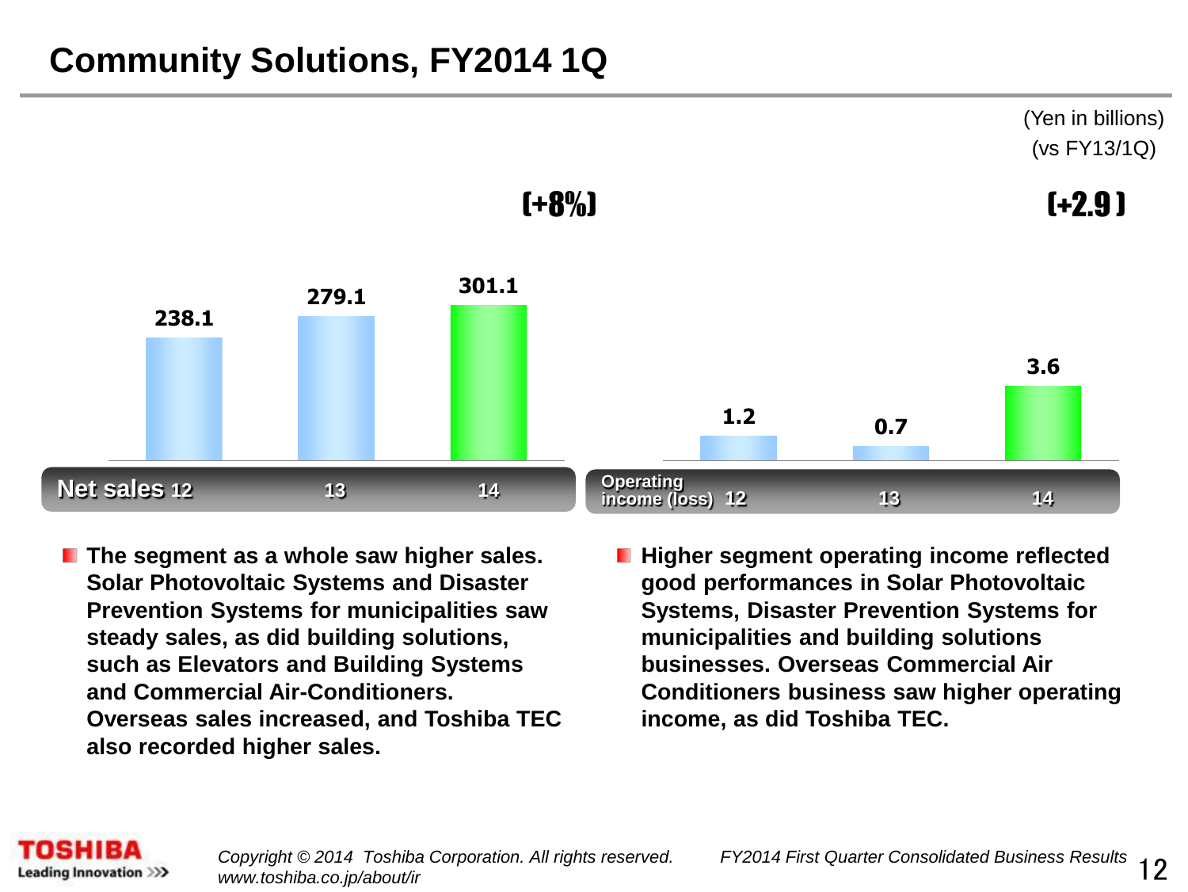# Community Solutions, FY2014 1Q

(Yen in billions)
(vs FY13/1Q)

| Net sales | 12 | 13 | 14 |
|---|---|---|---|
| | 238.1 | 279.1 | 301.1 |

(+8%)

| Operating income (loss) | 12 | 13 | 14 |
|---|---|---|---|
| | 1.2 | 0.7 | 3.6 |

(+2.9)

- **The segment as a whole saw higher sales. Solar Photovoltaic Systems and Disaster Prevention Systems for municipalities saw steady sales, as did building solutions, such as Elevators and Building Systems and Commercial Air-Conditioners. Overseas sales increased, and Toshiba TEC also recorded higher sales.**
- **Higher segment operating income reflected good performances in Solar Photovoltaic Systems, Disaster Prevention Systems for municipalities and building solutions businesses. Overseas Commercial Air Conditioners business saw higher operating income, as did Toshiba TEC.**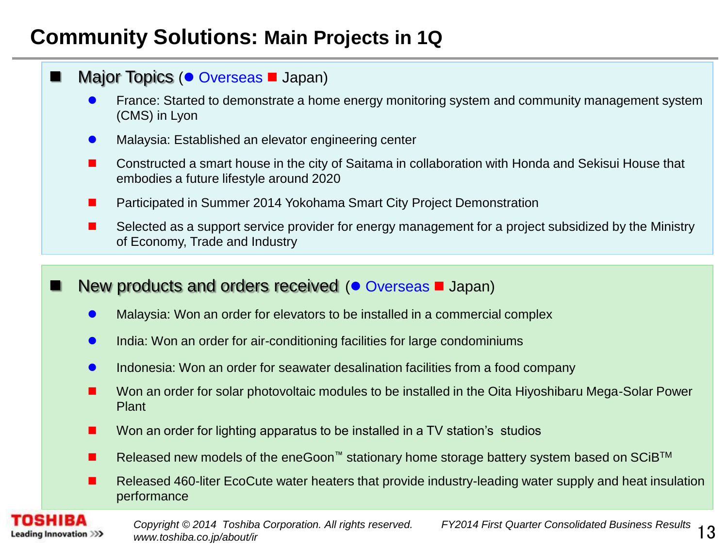# Community Solutions: Main Projects in 1Q

## Major Topics (● Overseas ■ Japan)

- ● France: Started to demonstrate a home energy monitoring system and community management system (CMS) in Lyon
- ● Malaysia: Established an elevator engineering center
- ■ Constructed a smart house in the city of Saitama in collaboration with Honda and Sekisui House that embodies a future lifestyle around 2020
- ■ Participated in Summer 2014 Yokohama Smart City Project Demonstration
- ■ Selected as a support service provider for energy management for a project subsidized by the Ministry of Economy, Trade and Industry

## New products and orders received (● Overseas ■ Japan)

- ● Malaysia: Won an order for elevators to be installed in a commercial complex
- ● India: Won an order for air-conditioning facilities for large condominiums
- ● Indonesia: Won an order for seawater desalination facilities from a food company
- ■ Won an order for solar photovoltaic modules to be installed in the Oita Hiyoshibaru Mega-Solar Power Plant
- ■ Won an order for lighting apparatus to be installed in a TV station's studios
- ■ Released new models of the eneGoon™ stationary home storage battery system based on SCiB™
- ■ Released 460-liter EcoCute water heaters that provide industry-leading water supply and heat insulation performance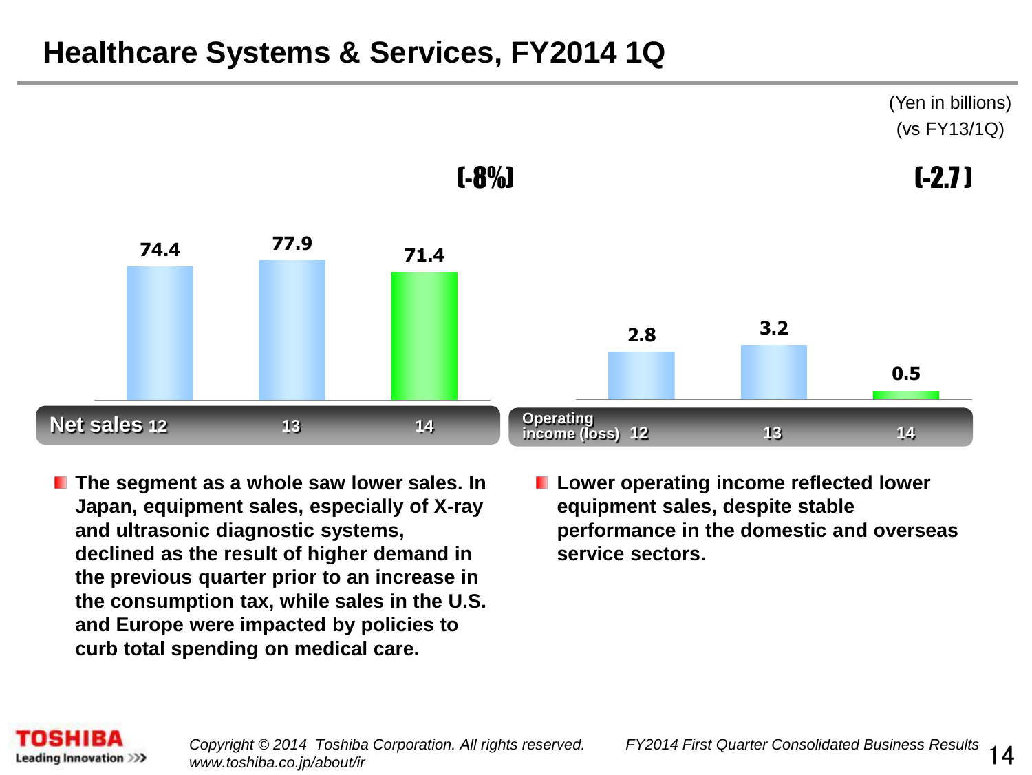# Healthcare Systems & Services, FY2014 1Q

(Yen in billions)
(vs FY13/1Q)

| Net sales | 12 | 13 | 14 |
|---|---|---|---|
| | 74.4 | 77.9 | 71.4 |

(-8%)

| Operating income (loss) | 12 | 13 | 14 |
|---|---|---|---|
| | 2.8 | 3.2 | 0.5 |

(-2.7)

- **The segment as a whole saw lower sales. In Japan, equipment sales, especially of X-ray and ultrasonic diagnostic systems, declined as the result of higher demand in the previous quarter prior to an increase in the consumption tax, while sales in the U.S. and Europe were impacted by policies to curb total spending on medical care.**

- **Lower operating income reflected lower equipment sales, despite stable performance in the domestic and overseas service sectors.**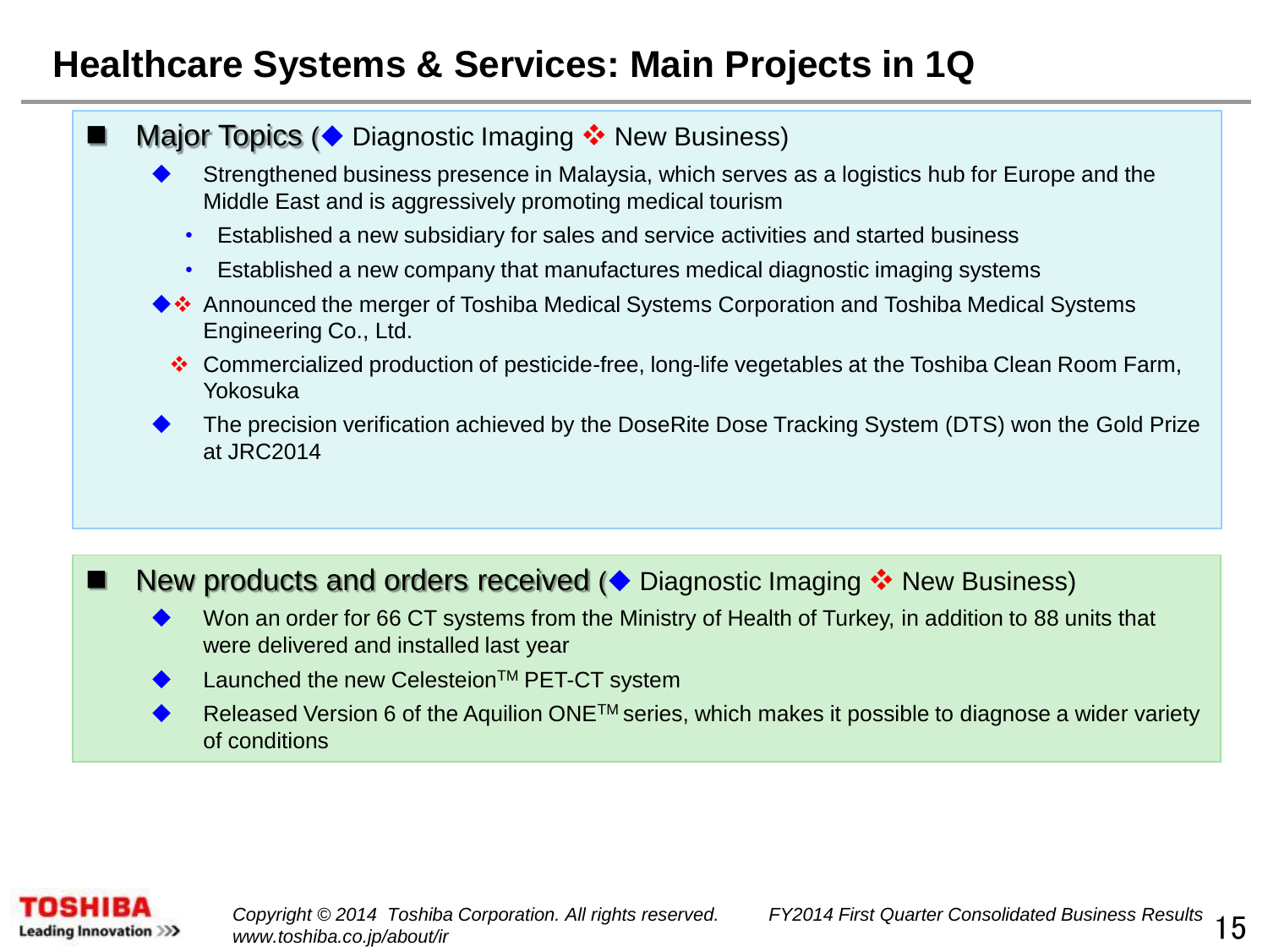# Healthcare Systems & Services: Main Projects in 1Q

- **Major Topics** (◆ Diagnostic Imaging ❖ New Business)
  - ◆ Strengthened business presence in Malaysia, which serves as a logistics hub for Europe and the Middle East and is aggressively promoting medical tourism
    - Established a new subsidiary for sales and service activities and started business
    - Established a new company that manufactures medical diagnostic imaging systems
  - ◆❖ Announced the merger of Toshiba Medical Systems Corporation and Toshiba Medical Systems Engineering Co., Ltd.
  - ❖ Commercialized production of pesticide-free, long-life vegetables at the Toshiba Clean Room Farm, Yokosuka
  - ◆ The precision verification achieved by the DoseRite Dose Tracking System (DTS) won the Gold Prize at JRC2014

- **New products and orders received** (◆ Diagnostic Imaging ❖ New Business)
  - ◆ Won an order for 66 CT systems from the Ministry of Health of Turkey, in addition to 88 units that were delivered and installed last year
  - ◆ Launched the new Celesteion™ PET-CT system
  - ◆ Released Version 6 of the Aquilion ONE™ series, which makes it possible to diagnose a wider variety of conditions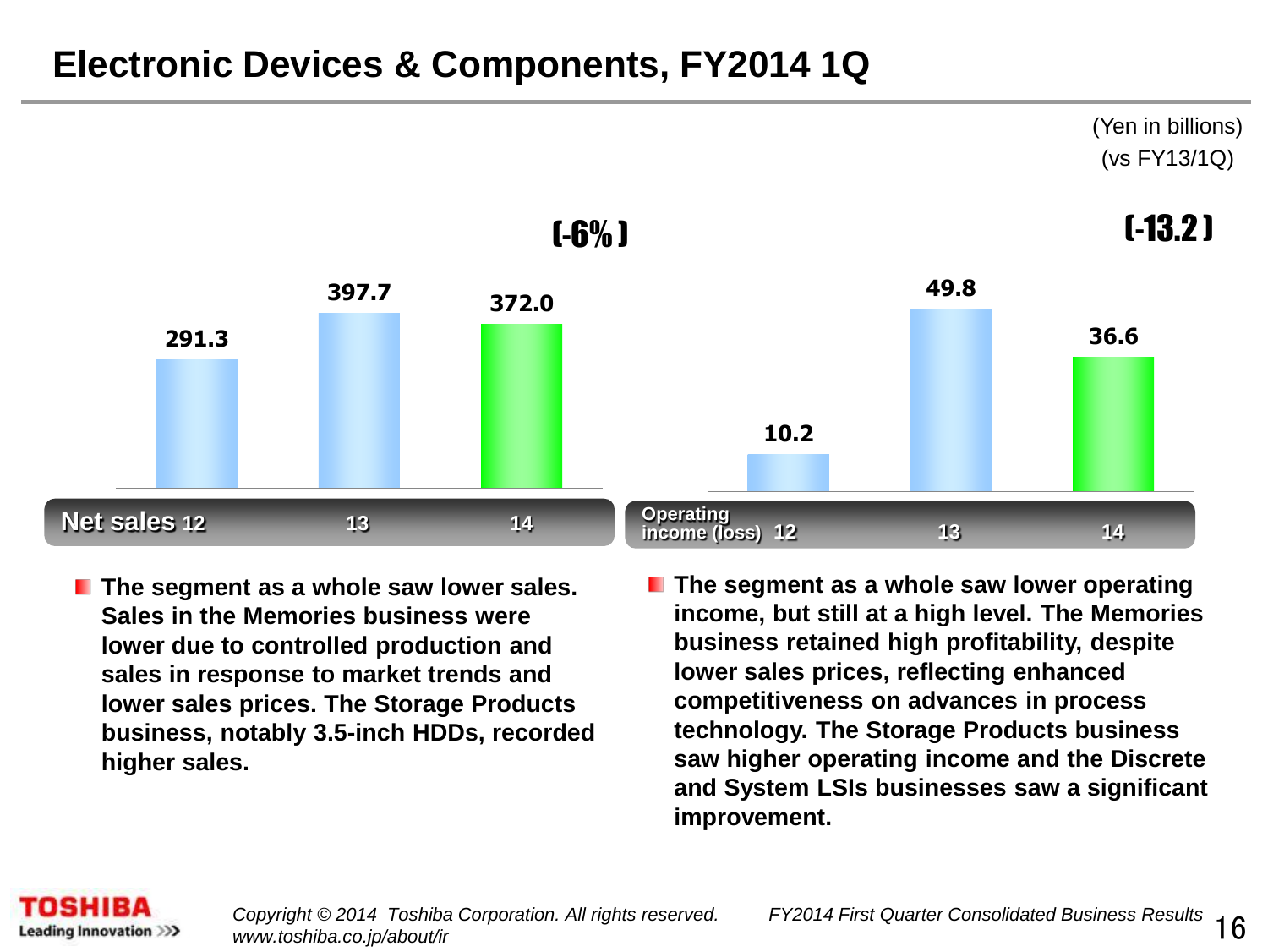# Electronic Devices & Components, FY2014 1Q

(Yen in billions)
(vs FY13/1Q)

| | 12 | 13 | 14 | |
|---|---|---|---|---|
| Net sales | 291.3 | 397.7 | 372.0 | (-6%) |
| Operating income (loss) | 10.2 | 49.8 | 36.6 | (-13.2) |

- **The segment as a whole saw lower sales. Sales in the Memories business were lower due to controlled production and sales in response to market trends and lower sales prices. The Storage Products business, notably 3.5-inch HDDs, recorded higher sales.**

- **The segment as a whole saw lower operating income, but still at a high level. The Memories business retained high profitability, despite lower sales prices, reflecting enhanced competitiveness on advances in process technology. The Storage Products business saw higher operating income and the Discrete and System LSIs businesses saw a significant improvement.**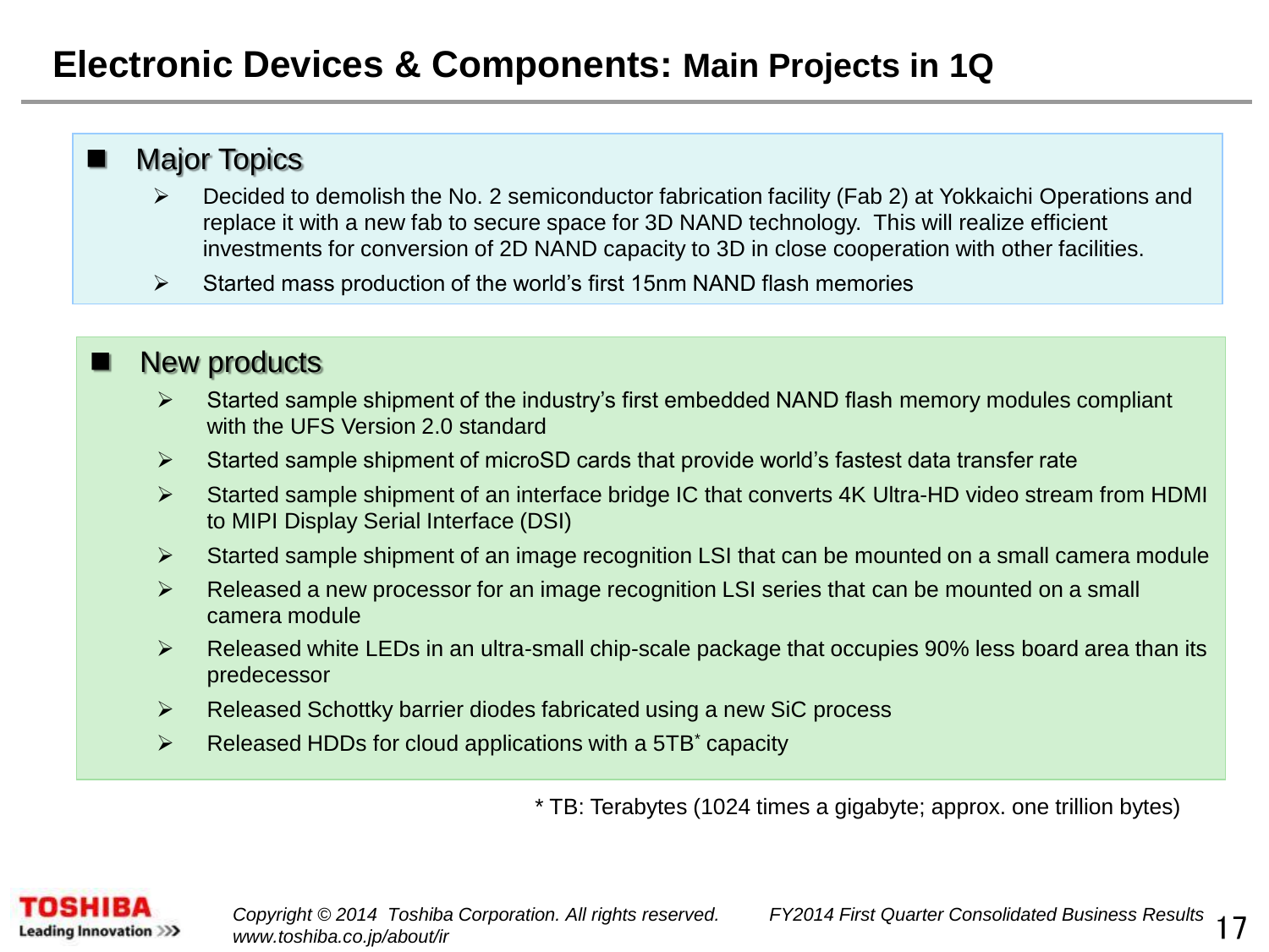# Electronic Devices & Components: Main Projects in 1Q

## Major Topics

- Decided to demolish the No. 2 semiconductor fabrication facility (Fab 2) at Yokkaichi Operations and replace it with a new fab to secure space for 3D NAND technology. This will realize efficient investments for conversion of 2D NAND capacity to 3D in close cooperation with other facilities.
- Started mass production of the world's first 15nm NAND flash memories

## New products

- Started sample shipment of the industry's first embedded NAND flash memory modules compliant with the UFS Version 2.0 standard
- Started sample shipment of microSD cards that provide world's fastest data transfer rate
- Started sample shipment of an interface bridge IC that converts 4K Ultra-HD video stream from HDMI to MIPI Display Serial Interface (DSI)
- Started sample shipment of an image recognition LSI that can be mounted on a small camera module
- Released a new processor for an image recognition LSI series that can be mounted on a small camera module
- Released white LEDs in an ultra-small chip-scale package that occupies 90% less board area than its predecessor
- Released Schottky barrier diodes fabricated using a new SiC process
- Released HDDs for cloud applications with a 5TB* capacity

* TB: Terabytes (1024 times a gigabyte; approx. one trillion bytes)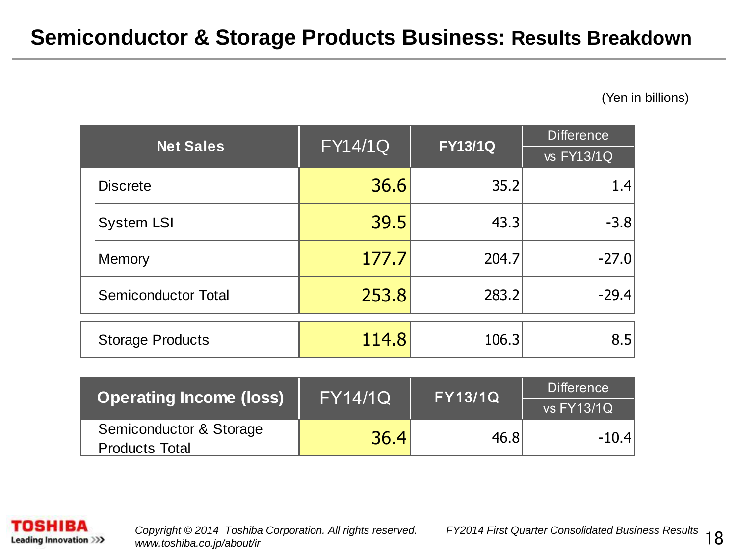# Semiconductor & Storage Products Business: Results Breakdown

(Yen in billions)

| Net Sales | FY14/1Q | FY13/1Q | Difference vs FY13/1Q |
|---|---|---|---|
| Discrete | 36.6 | 35.2 | 1.4 |
| System LSI | 39.5 | 43.3 | -3.8 |
| Memory | 177.7 | 204.7 | -27.0 |
| Semiconductor Total | 253.8 | 283.2 | -29.4 |
| Storage Products | 114.8 | 106.3 | 8.5 |

| Operating Income (loss) | FY14/1Q | FY13/1Q | Difference vs FY13/1Q |
|---|---|---|---|
| Semiconductor & Storage Products Total | 36.4 | 46.8 | -10.4 |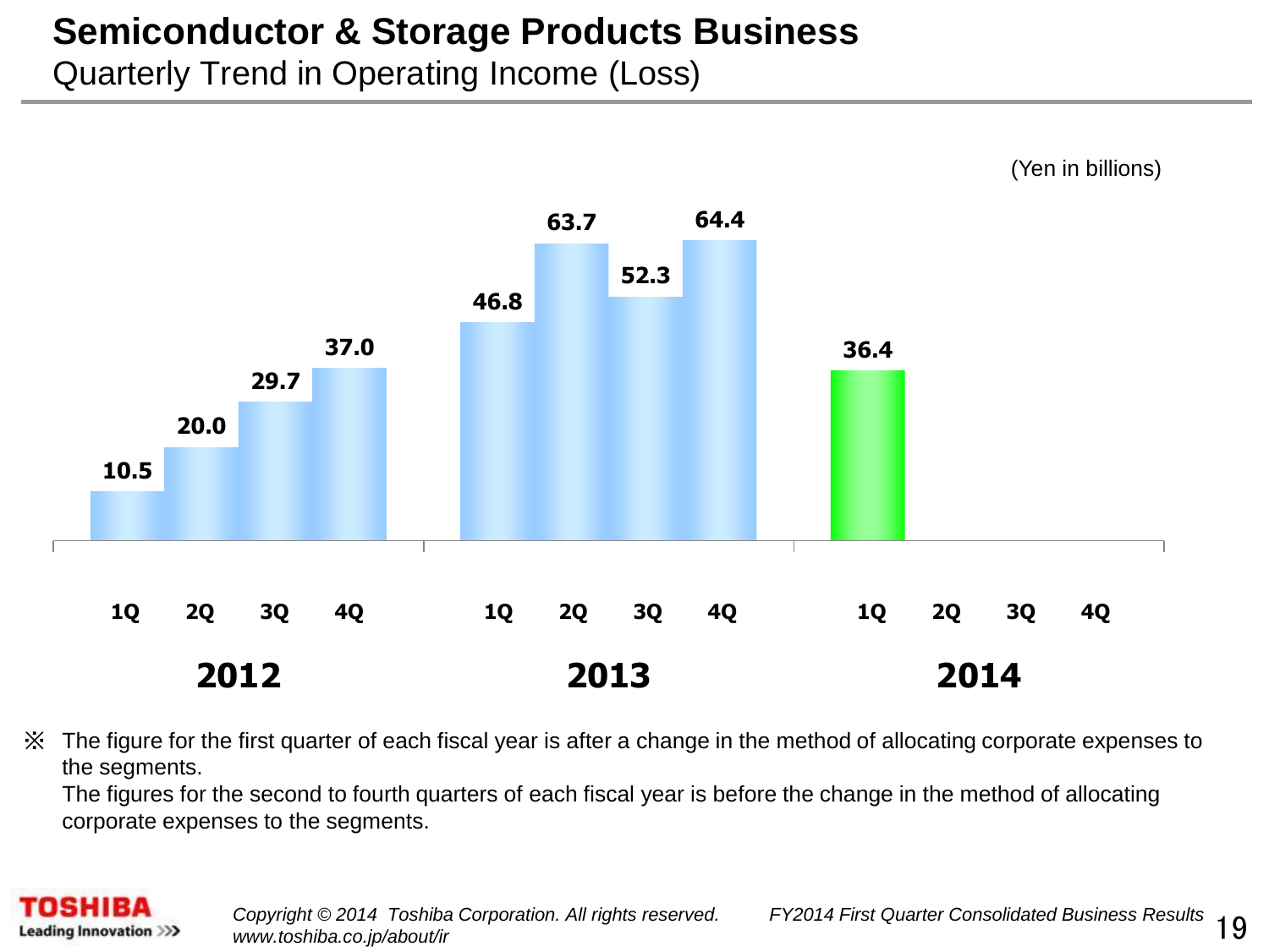# Semiconductor & Storage Products Business

## Quarterly Trend in Operating Income (Loss)

(Yen in billions)

| | 1Q | 2Q | 3Q | 4Q |
|---|---|---|---|---|
| 2012 | 10.5 | 20.0 | 29.7 | 37.0 |
| 2013 | 46.8 | 63.7 | 52.3 | 64.4 |
| 2014 | 36.4 | | | |

※ The figure for the first quarter of each fiscal year is after a change in the method of allocating corporate expenses to the segments.
The figures for the second to fourth quarters of each fiscal year is before the change in the method of allocating corporate expenses to the segments.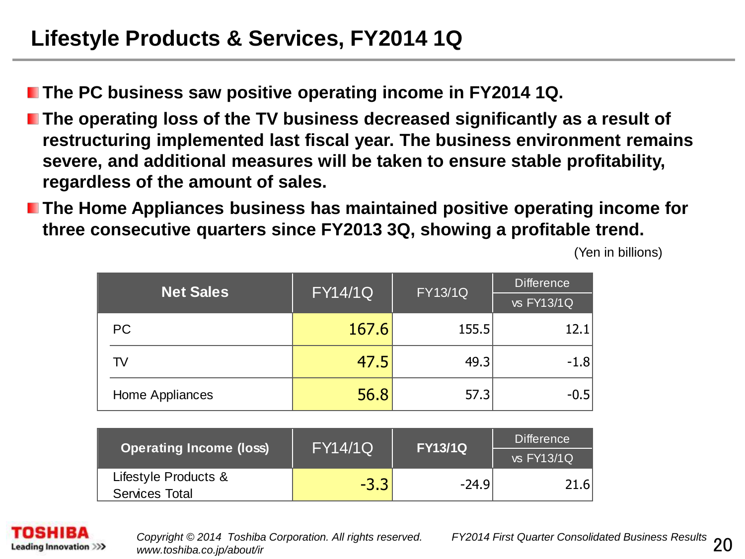# Lifestyle Products & Services, FY2014 1Q

- **The PC business saw positive operating income in FY2014 1Q.**
- **The operating loss of the TV business decreased significantly as a result of restructuring implemented last fiscal year. The business environment remains severe, and additional measures will be taken to ensure stable profitability, regardless of the amount of sales.**
- **The Home Appliances business has maintained positive operating income for three consecutive quarters since FY2013 3Q, showing a profitable trend.**

(Yen in billions)

| Net Sales | FY14/1Q | FY13/1Q | Difference vs FY13/1Q |
|---|---|---|---|
| PC | 167.6 | 155.5 | 12.1 |
| TV | 47.5 | 49.3 | -1.8 |
| Home Appliances | 56.8 | 57.3 | -0.5 |

| Operating Income (loss) | FY14/1Q | FY13/1Q | Difference vs FY13/1Q |
|---|---|---|---|
| Lifestyle Products & Services Total | -3.3 | -24.9 | 21.6 |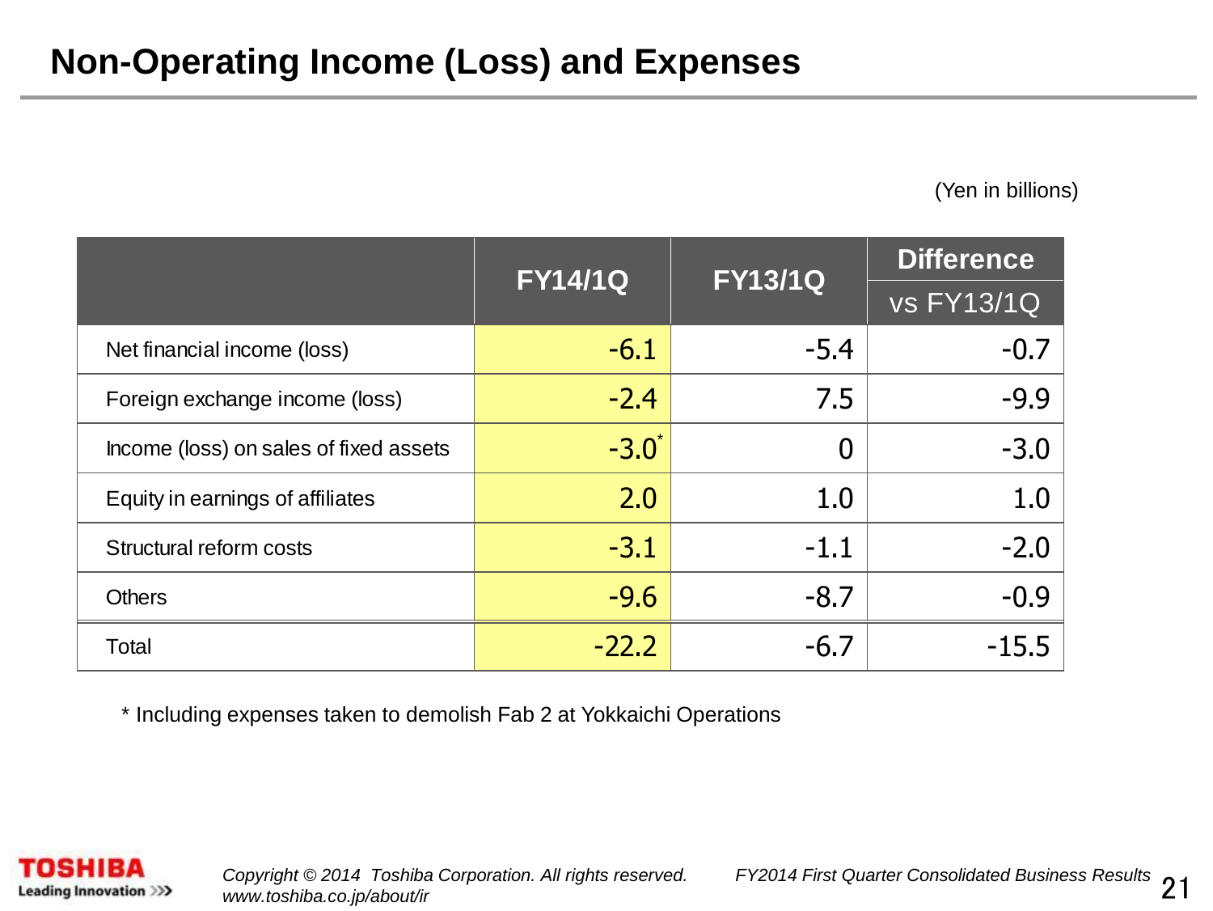# Non-Operating Income (Loss) and Expenses

(Yen in billions)

| | FY14/1Q | FY13/1Q | Difference vs FY13/1Q |
|---|---|---|---|
| Net financial income (loss) | -6.1 | -5.4 | -0.7 |
| Foreign exchange income (loss) | -2.4 | 7.5 | -9.9 |
| Income (loss) on sales of fixed assets | -3.0* | 0 | -3.0 |
| Equity in earnings of affiliates | 2.0 | 1.0 | 1.0 |
| Structural reform costs | -3.1 | -1.1 | -2.0 |
| Others | -9.6 | -8.7 | -0.9 |
| Total | -22.2 | -6.7 | -15.5 |

* Including expenses taken to demolish Fab 2 at Yokkaichi Operations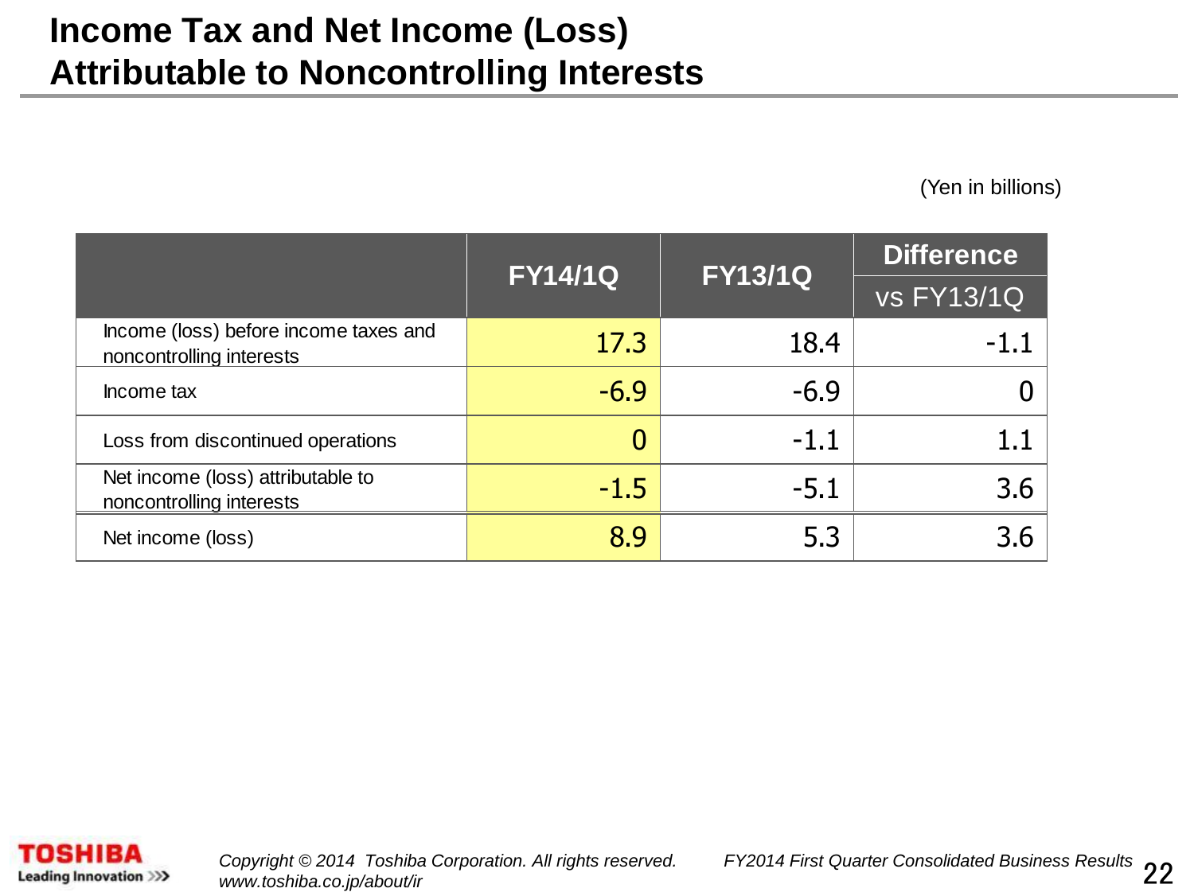# Income Tax and Net Income (Loss) Attributable to Noncontrolling Interests

(Yen in billions)

| | FY14/1Q | FY13/1Q | Difference vs FY13/1Q |
|---|---|---|---|
| Income (loss) before income taxes and noncontrolling interests | 17.3 | 18.4 | -1.1 |
| Income tax | -6.9 | -6.9 | 0 |
| Loss from discontinued operations | 0 | -1.1 | 1.1 |
| Net income (loss) attributable to noncontrolling interests | -1.5 | -5.1 | 3.6 |
| Net income (loss) | 8.9 | 5.3 | 3.6 |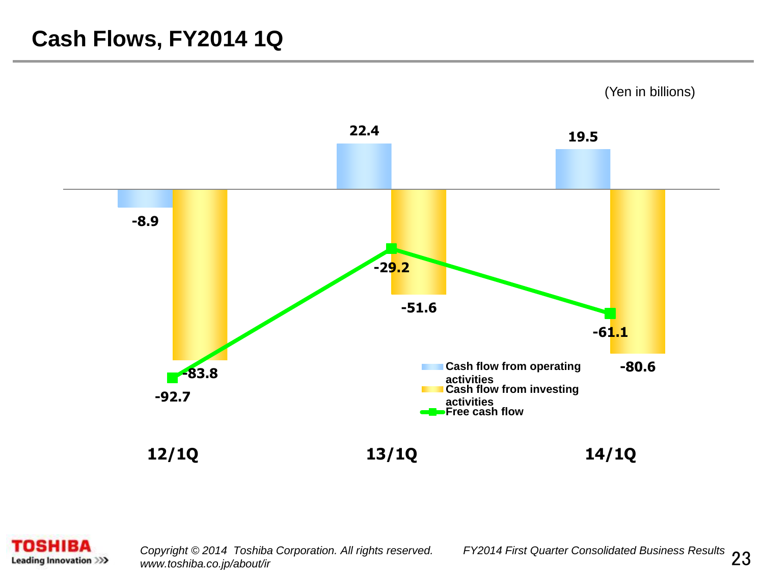# Cash Flows, FY2014 1Q

(Yen in billions)

| | 12/1Q | 13/1Q | 14/1Q |
|---|---|---|---|
| Cash flow from operating activities | -8.9 | 22.4 | 19.5 |
| Cash flow from investing activities | -83.8 | -51.6 | -80.6 |
| Free cash flow | -92.7 | -29.2 | -61.1 |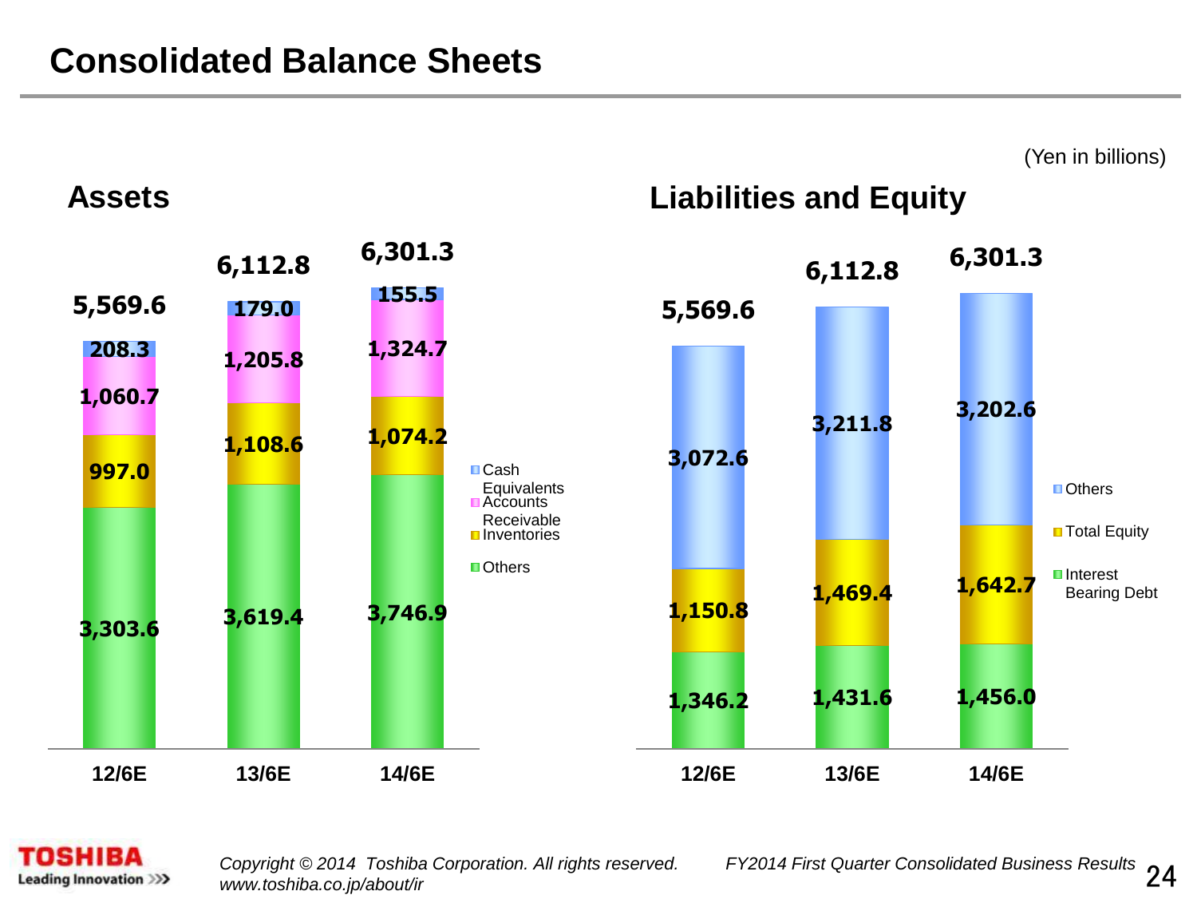# Consolidated Balance Sheets

(Yen in billions)

## Assets

| | 12/6E | 13/6E | 14/6E |
|---|---|---|---|
| Cash Equivalents | 208.3 | 179.0 | 155.5 |
| Accounts Receivable | 1,060.7 | 1,205.8 | 1,324.7 |
| Inventories | 997.0 | 1,108.6 | 1,074.2 |
| Others | 3,303.6 | 3,619.4 | 3,746.9 |
| Total | 5,569.6 | 6,112.8 | 6,301.3 |

## Liabilities and Equity

| | 12/6E | 13/6E | 14/6E |
|---|---|---|---|
| Others | 3,072.6 | 3,211.8 | 3,202.6 |
| Total Equity | 1,150.8 | 1,469.4 | 1,642.7 |
| Interest Bearing Debt | 1,346.2 | 1,431.6 | 1,456.0 |
| Total | 5,569.6 | 6,112.8 | 6,301.3 |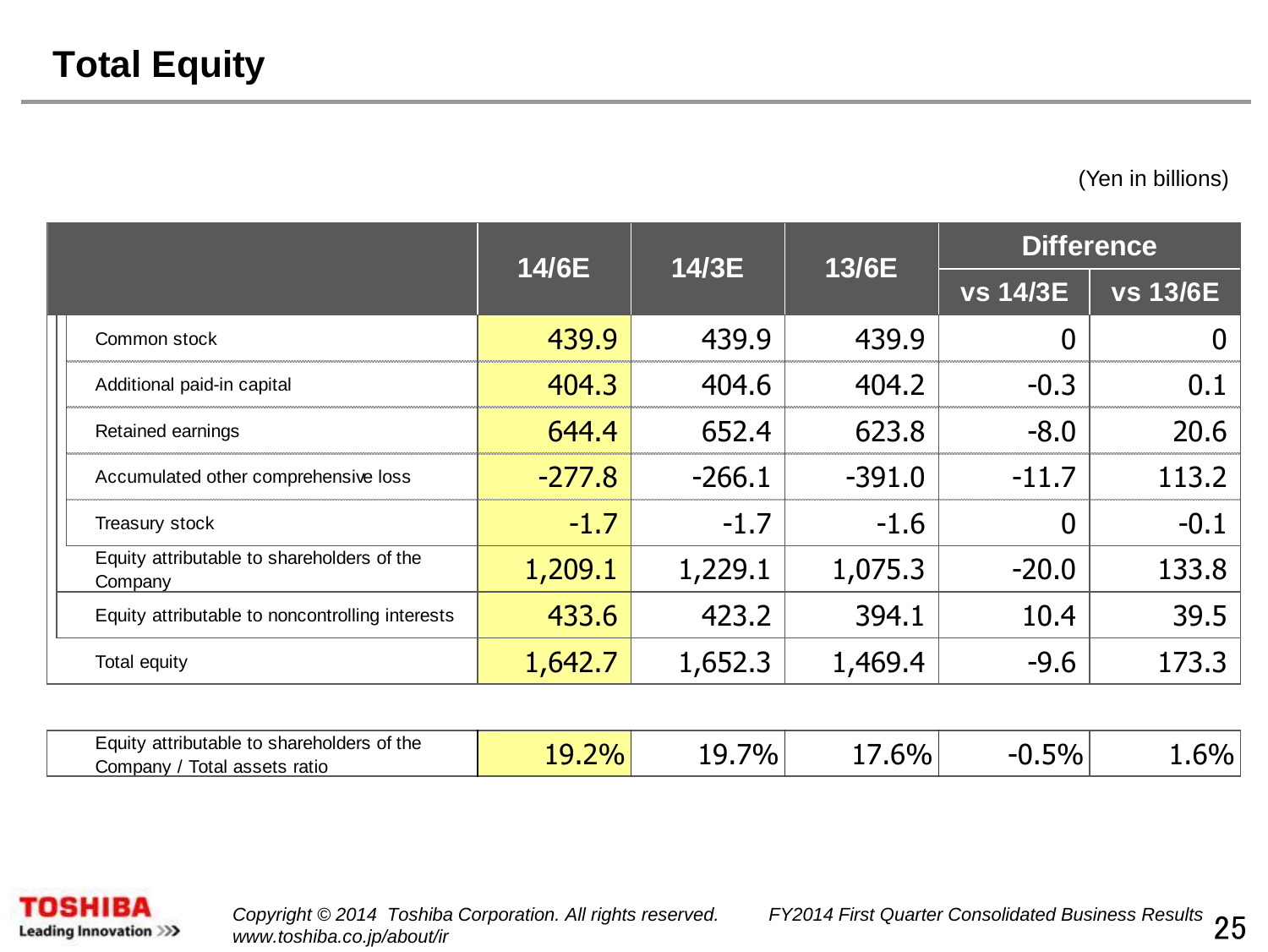# Total Equity

(Yen in billions)

| | 14/6E | 14/3E | 13/6E | Difference | |
|---|---|---|---|---|---|
| | | | | vs 14/3E | vs 13/6E |
| Common stock | 439.9 | 439.9 | 439.9 | 0 | 0 |
| Additional paid-in capital | 404.3 | 404.6 | 404.2 | -0.3 | 0.1 |
| Retained earnings | 644.4 | 652.4 | 623.8 | -8.0 | 20.6 |
| Accumulated other comprehensive loss | -277.8 | -266.1 | -391.0 | -11.7 | 113.2 |
| Treasury stock | -1.7 | -1.7 | -1.6 | 0 | -0.1 |
| Equity attributable to shareholders of the Company | 1,209.1 | 1,229.1 | 1,075.3 | -20.0 | 133.8 |
| Equity attributable to noncontrolling interests | 433.6 | 423.2 | 394.1 | 10.4 | 39.5 |
| Total equity | 1,642.7 | 1,652.3 | 1,469.4 | -9.6 | 173.3 |

| | 14/6E | 14/3E | 13/6E | vs 14/3E | vs 13/6E |
|---|---|---|---|---|---|
| Equity attributable to shareholders of the Company / Total assets ratio | 19.2% | 19.7% | 17.6% | -0.5% | 1.6% |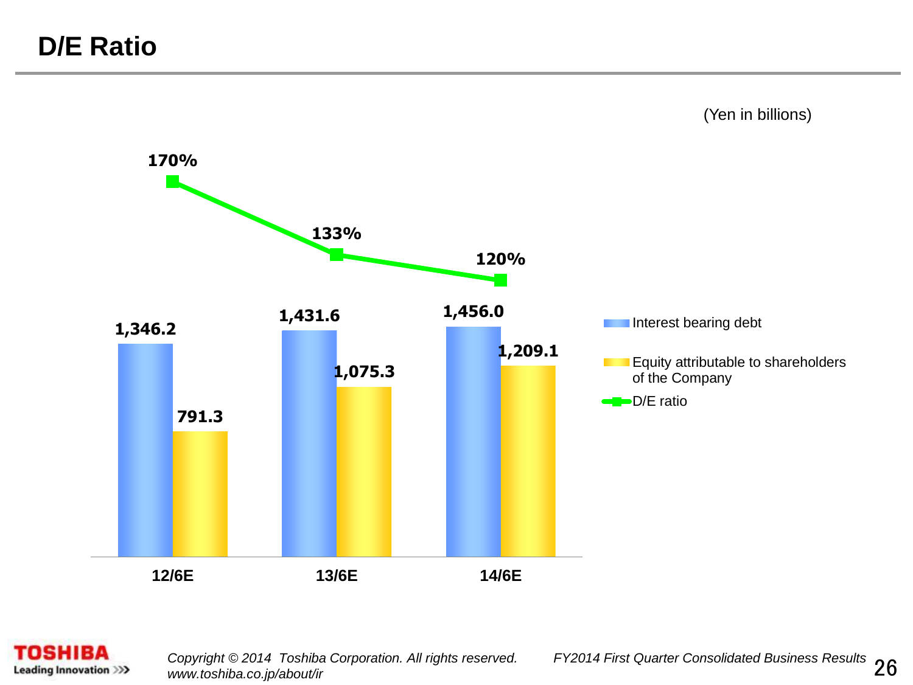# D/E Ratio

(Yen in billions)

| | 12/6E | 13/6E | 14/6E |
|---|---|---|---|
| Interest bearing debt | 1,346.2 | 1,431.6 | 1,456.0 |
| Equity attributable to shareholders of the Company | 791.3 | 1,075.3 | 1,209.1 |
| D/E ratio | 170% | 133% | 120% |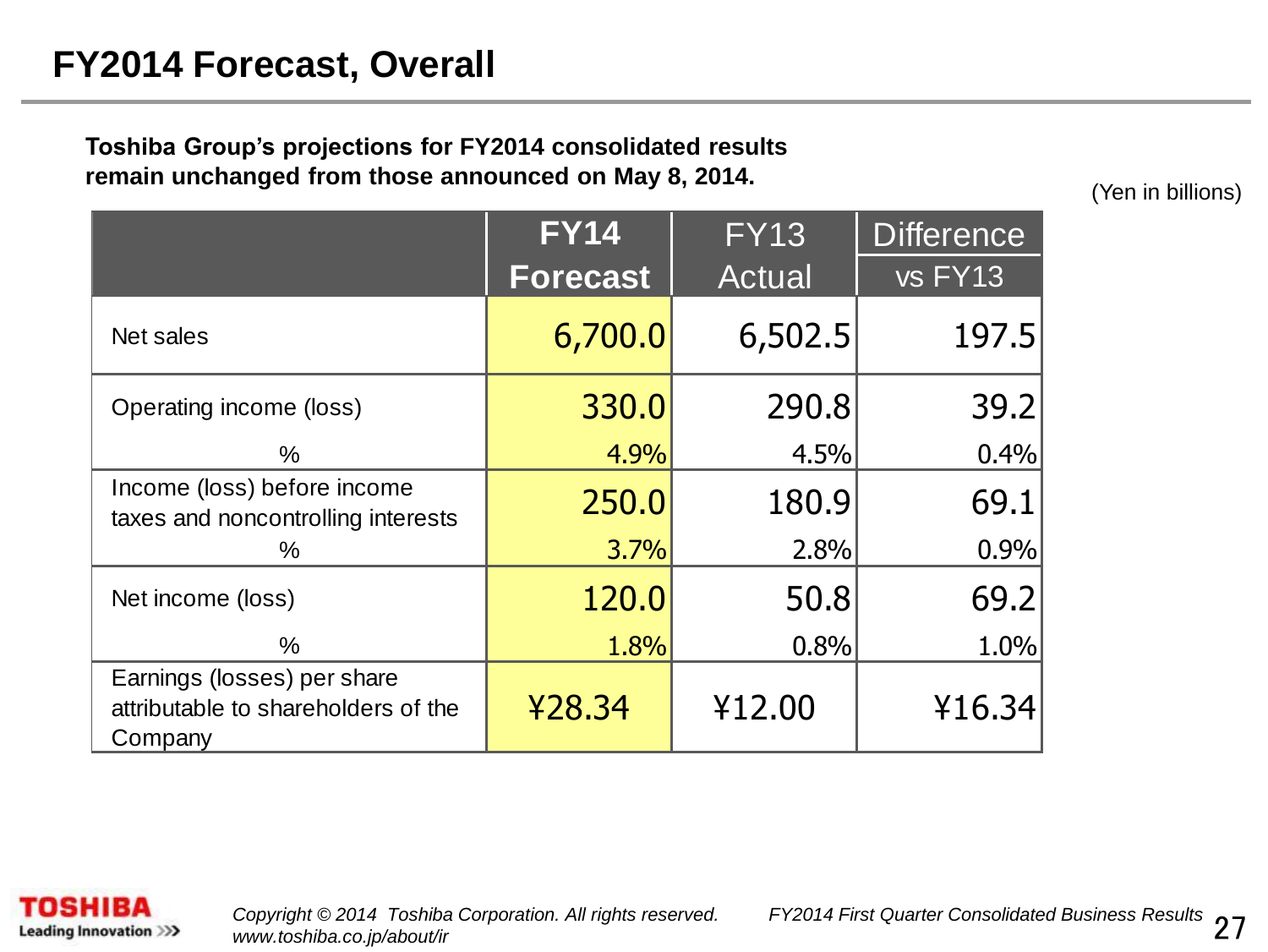# FY2014 Forecast, Overall

**Toshiba Group's projections for FY2014 consolidated results remain unchanged from those announced on May 8, 2014.**

(Yen in billions)

| | **FY14 Forecast** | FY13 Actual | Difference vs FY13 |
|---|---|---|---|
| Net sales | 6,700.0 | 6,502.5 | 197.5 |
| Operating income (loss) | 330.0 | 290.8 | 39.2 |
| % | 4.9% | 4.5% | 0.4% |
| Income (loss) before income taxes and noncontrolling interests | 250.0 | 180.9 | 69.1 |
| % | 3.7% | 2.8% | 0.9% |
| Net income (loss) | 120.0 | 50.8 | 69.2 |
| % | 1.8% | 0.8% | 1.0% |
| Earnings (losses) per share attributable to shareholders of the Company | ¥28.34 | ¥12.00 | ¥16.34 |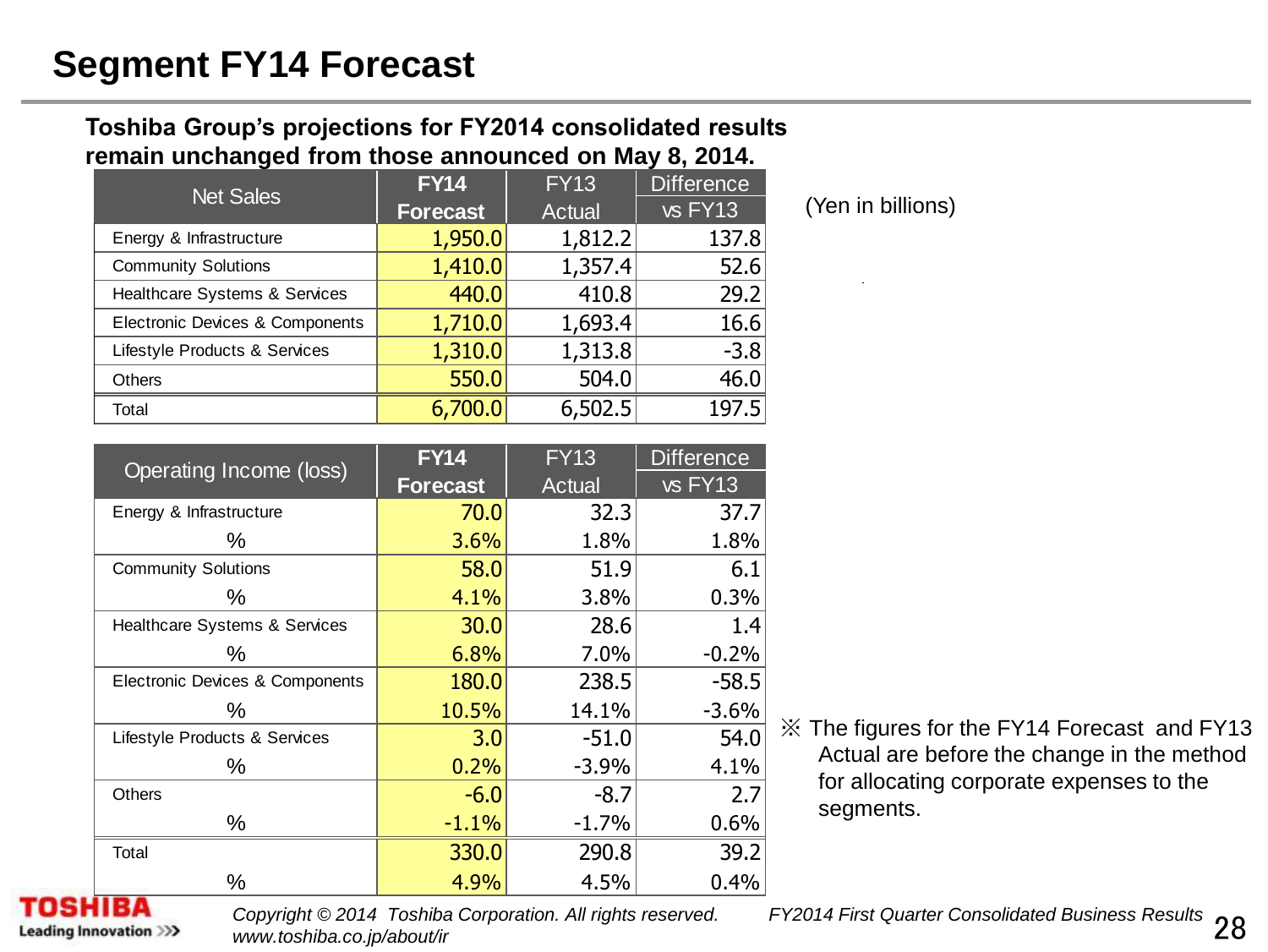# Segment FY14 Forecast

**Toshiba Group's projections for FY2014 consolidated results remain unchanged from those announced on May 8, 2014.**

(Yen in billions)

| Net Sales | FY14 Forecast | FY13 Actual | Difference vs FY13 |
|---|---|---|---|
| Energy & Infrastructure | 1,950.0 | 1,812.2 | 137.8 |
| Community Solutions | 1,410.0 | 1,357.4 | 52.6 |
| Healthcare Systems & Services | 440.0 | 410.8 | 29.2 |
| Electronic Devices & Components | 1,710.0 | 1,693.4 | 16.6 |
| Lifestyle Products & Services | 1,310.0 | 1,313.8 | -3.8 |
| Others | 550.0 | 504.0 | 46.0 |
| Total | 6,700.0 | 6,502.5 | 197.5 |

| Operating Income (loss) | FY14 Forecast | FY13 Actual | Difference vs FY13 |
|---|---|---|---|
| Energy & Infrastructure | 70.0 | 32.3 | 37.7 |
| % | 3.6% | 1.8% | 1.8% |
| Community Solutions | 58.0 | 51.9 | 6.1 |
| % | 4.1% | 3.8% | 0.3% |
| Healthcare Systems & Services | 30.0 | 28.6 | 1.4 |
| % | 6.8% | 7.0% | -0.2% |
| Electronic Devices & Components | 180.0 | 238.5 | -58.5 |
| % | 10.5% | 14.1% | -3.6% |
| Lifestyle Products & Services | 3.0 | -51.0 | 54.0 |
| % | 0.2% | -3.9% | 4.1% |
| Others | -6.0 | -8.7 | 2.7 |
| % | -1.1% | -1.7% | 0.6% |
| Total | 330.0 | 290.8 | 39.2 |
| % | 4.9% | 4.5% | 0.4% |

※ The figures for the FY14 Forecast and FY13 Actual are before the change in the method for allocating corporate expenses to the segments.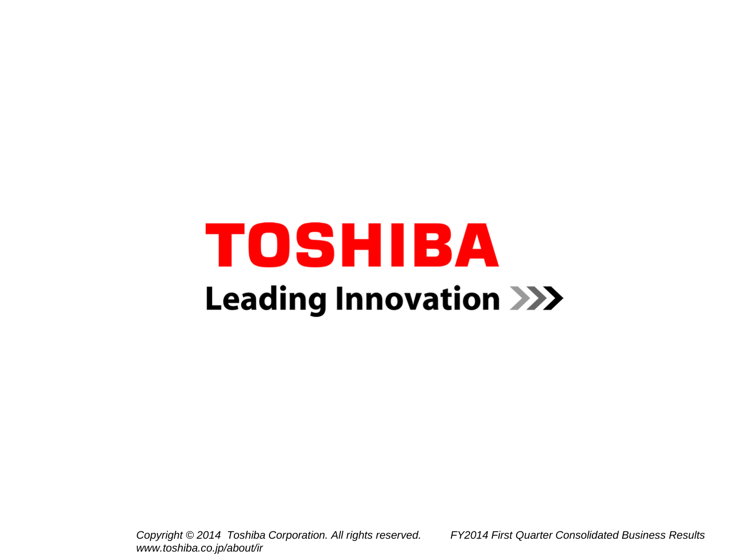TOSHIBA

Leading Innovation >>>